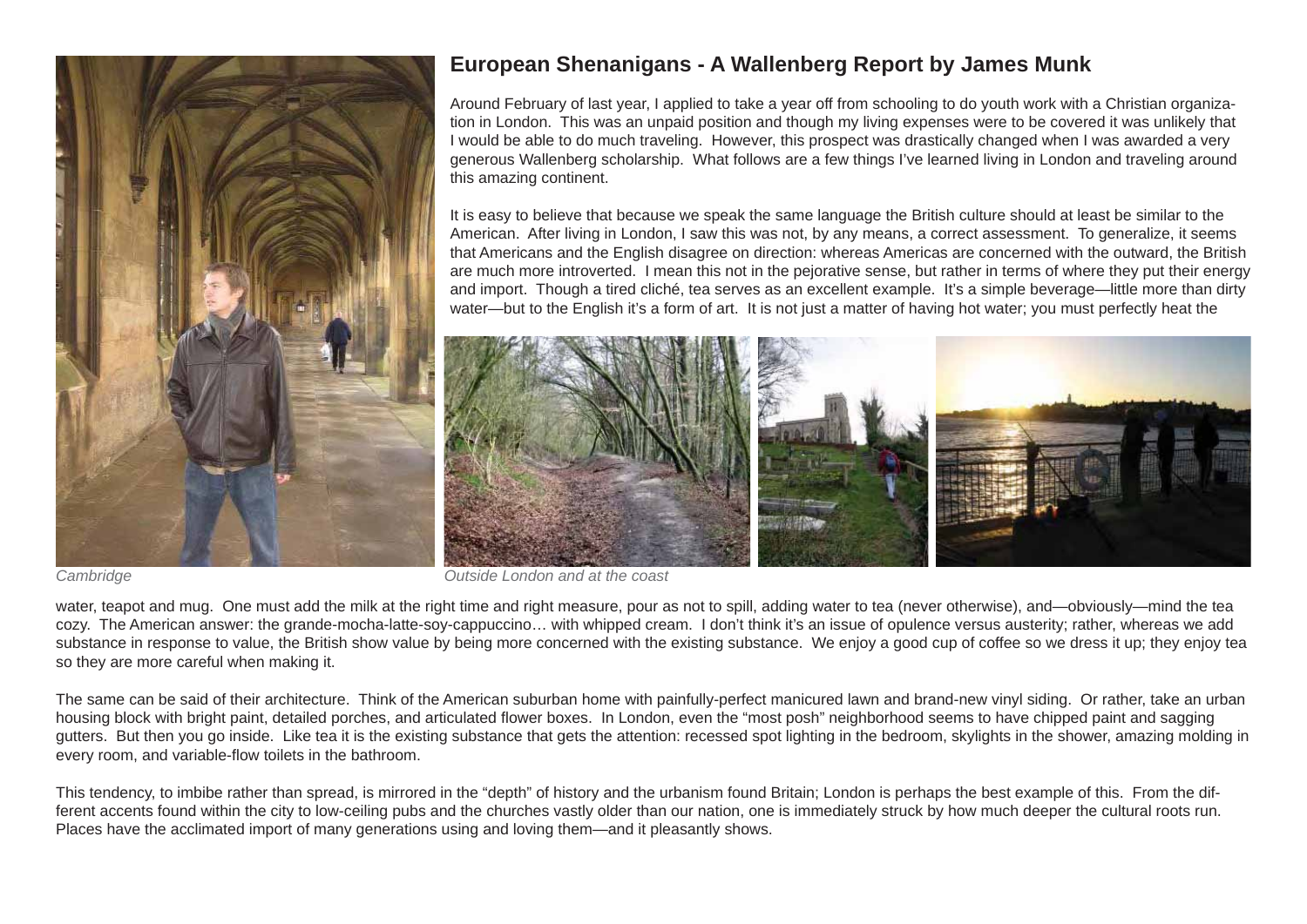# European Shenanigans - A Wallenberg Report by James Munk

Around February of last year, I applied to take a year off from schooling to do youth work with a Christian organization in London. This was an unpaid position and though my living expenses were to be covered it was unlikely that I would be able to do much traveling. However, this prospect was drastically changed when I was awarded a very generous Wallenberg scholarship. What follows are a few things I've learned living in London and traveling around this amazing continent.

It is easy to believe that because we speak the same language the British culture should at least be similar to the American. After living in London, I saw this was not, by any means, a correct assessment. To generalize, it seems that Americans and the English disagree on direction: whereas Americas are concerned with the outward, the British are much more introverted. I mean this not in the pejorative sense, but rather in terms of where they put their energy and import. Though a tired cliché, tea serves as an excellent example. It's a simple beverage—little more than dirty water—but to the English it's a form of art. It is not just a matter of having hot water; you must perfectly heat the water, teapot and mug. One must add the milk at the right time and right measure, pour as not to spill, adding water to tea (never otherwise), and—obviously—mind the tea cozy. The American answer: the grande-mocha-latte-soy-cappuccino… with whipped cream. I don't think it's an issue of opulence versus austerity; rather, whereas we add substance in response to value, the British show value by being more concerned with the existing substance. We enjoy a good cup of coffee so we dress it up; they enjoy tea so they are more careful when making it.

*Cambridge*

*Outside London and at the coast*

The same can be said of their architecture. Think of the American suburban home with painfully-perfect manicured lawn and brand-new vinyl siding. Or rather, take an urban housing block with bright paint, detailed porches, and articulated flower boxes. In London, even the "most posh" neighborhood seems to have chipped paint and sagging gutters. But then you go inside. Like tea it is the existing substance that gets the attention: recessed spot lighting in the bedroom, skylights in the shower, amazing molding in every room, and variable-flow toilets in the bathroom.

This tendency, to imbibe rather than spread, is mirrored in the "depth" of history and the urbanism found Britain; London is perhaps the best example of this. From the different accents found within the city to low-ceiling pubs and the churches vastly older than our nation, one is immediately struck by how much deeper the cultural roots run. Places have the acclimated import of many generations using and loving them—and it pleasantly shows.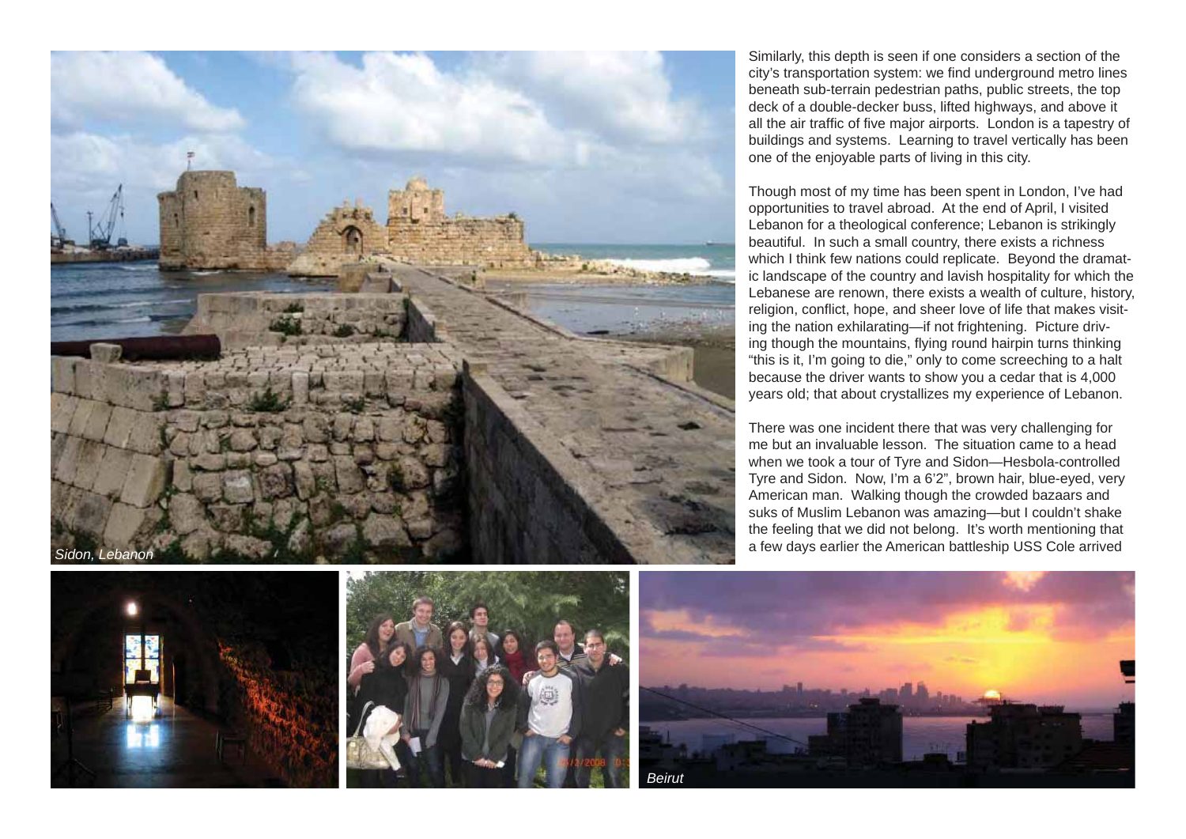*Sidon, Lebanon*

Similarly, this depth is seen if one considers a section of the city's transportation system: we find underground metro lines beneath sub-terrain pedestrian paths, public streets, the top deck of a double-decker buss, lifted highways, and above it all the air traffic of five major airports. London is a tapestry of buildings and systems. Learning to travel vertically has been one of the enjoyable parts of living in this city.

Though most of my time has been spent in London, I've had opportunities to travel abroad. At the end of April, I visited Lebanon for a theological conference; Lebanon is strikingly beautiful. In such a small country, there exists a richness which I think few nations could replicate. Beyond the dramatic landscape of the country and lavish hospitality for which the Lebanese are renown, there exists a wealth of culture, history, religion, conflict, hope, and sheer love of life that makes visiting the nation exhilarating—if not frightening. Picture driving though the mountains, flying round hairpin turns thinking "this is it, I'm going to die," only to come screeching to a halt because the driver wants to show you a cedar that is 4,000 years old; that about crystallizes my experience of Lebanon.

There was one incident there that was very challenging for me but an invaluable lesson. The situation came to a head when we took a tour of Tyre and Sidon—Hesbola-controlled Tyre and Sidon. Now, I'm a 6'2", brown hair, blue-eyed, very American man. Walking though the crowded bazaars and suks of Muslim Lebanon was amazing—but I couldn't shake the feeling that we did not belong. It's worth mentioning that a few days earlier the American battleship USS Cole arrived

*Beirut*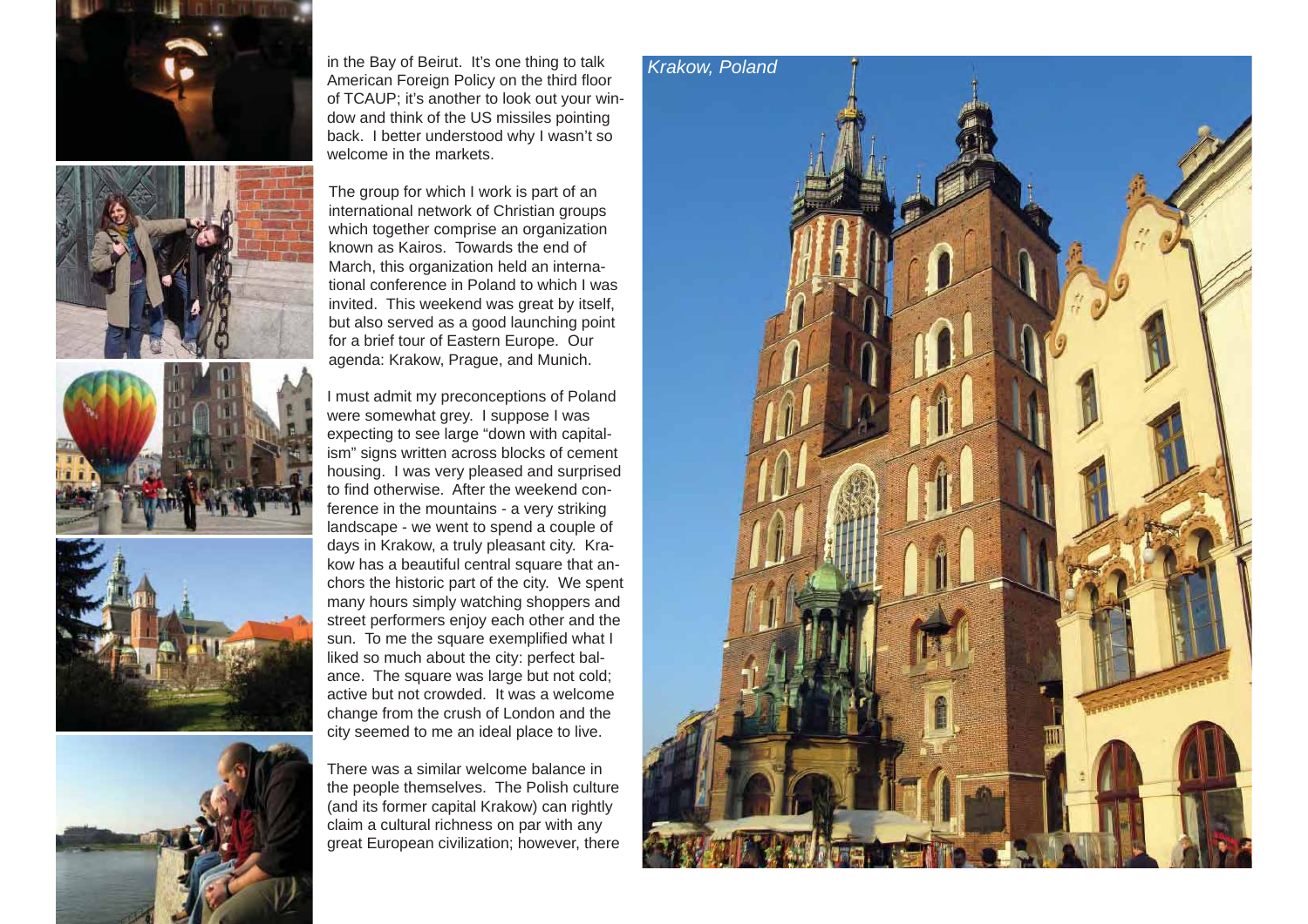in the Bay of Beirut. It's one thing to talk American Foreign Policy on the third floor of TCAUP; it's another to look out your window and think of the US missiles pointing back. I better understood why I wasn't so welcome in the markets.

The group for which I work is part of an international network of Christian groups which together comprise an organization known as Kairos. Towards the end of March, this organization held an international conference in Poland to which I was invited. This weekend was great by itself, but also served as a good launching point for a brief tour of Eastern Europe. Our agenda: Krakow, Prague, and Munich.

I must admit my preconceptions of Poland were somewhat grey. I suppose I was expecting to see large "down with capitalism" signs written across blocks of cement housing. I was very pleased and surprised to find otherwise. After the weekend conference in the mountains - a very striking landscape - we went to spend a couple of days in Krakow, a truly pleasant city. Krakow has a beautiful central square that anchors the historic part of the city. We spent many hours simply watching shoppers and street performers enjoy each other and the sun. To me the square exemplified what I liked so much about the city: perfect balance. The square was large but not cold; active but not crowded. It was a welcome change from the crush of London and the city seemed to me an ideal place to live.

There was a similar welcome balance in the people themselves. The Polish culture (and its former capital Krakow) can rightly claim a cultural richness on par with any great European civilization; however, there

*Krakow, Poland*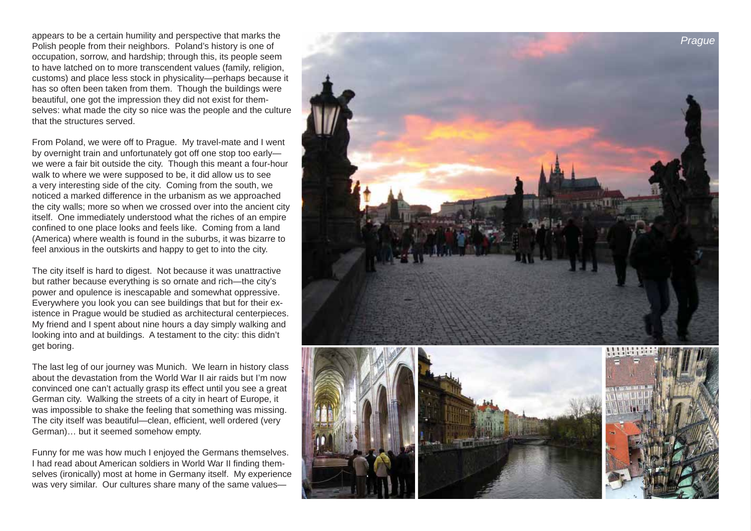appears to be a certain humility and perspective that marks the Polish people from their neighbors. Poland's history is one of occupation, sorrow, and hardship; through this, its people seem to have latched on to more transcendent values (family, religion, customs) and place less stock in physicality—perhaps because it has so often been taken from them. Though the buildings were beautiful, one got the impression they did not exist for themselves: what made the city so nice was the people and the culture that the structures served.

From Poland, we were off to Prague. My travel-mate and I went by overnight train and unfortunately got off one stop too early—we were a fair bit outside the city. Though this meant a four-hour walk to where we were supposed to be, it did allow us to see a very interesting side of the city. Coming from the south, we noticed a marked difference in the urbanism as we approached the city walls; more so when we crossed over into the ancient city itself. One immediately understood what the riches of an empire confined to one place looks and feels like. Coming from a land (America) where wealth is found in the suburbs, it was bizarre to feel anxious in the outskirts and happy to get to into the city.

The city itself is hard to digest. Not because it was unattractive but rather because everything is so ornate and rich—the city's power and opulence is inescapable and somewhat oppressive. Everywhere you look you can see buildings that but for their existence in Prague would be studied as architectural centerpieces. My friend and I spent about nine hours a day simply walking and looking into and at buildings. A testament to the city: this didn't get boring.

The last leg of our journey was Munich. We learn in history class about the devastation from the World War II air raids but I'm now convinced one can't actually grasp its effect until you see a great German city. Walking the streets of a city in heart of Europe, it was impossible to shake the feeling that something was missing. The city itself was beautiful—clean, efficient, well ordered (very German)… but it seemed somehow empty.

Funny for me was how much I enjoyed the Germans themselves. I had read about American soldiers in World War II finding themselves (ironically) most at home in Germany itself. My experience was very similar. Our cultures share many of the same values—

*Prague*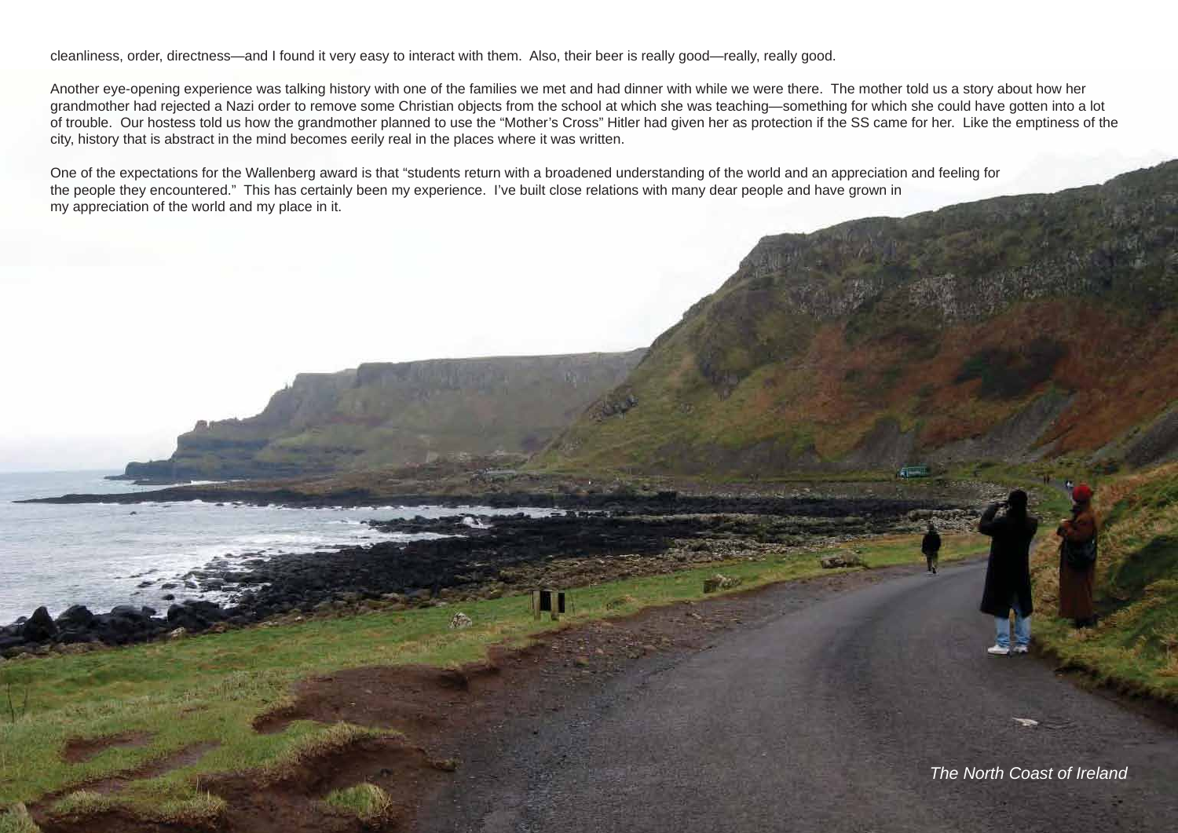cleanliness, order, directness—and I found it very easy to interact with them. Also, their beer is really good—really, really good.

Another eye-opening experience was talking history with one of the families we met and had dinner with while we were there. The mother told us a story about how her grandmother had rejected a Nazi order to remove some Christian objects from the school at which she was teaching—something for which she could have gotten into a lot of trouble. Our hostess told us how the grandmother planned to use the "Mother's Cross" Hitler had given her as protection if the SS came for her. Like the emptiness of the city, history that is abstract in the mind becomes eerily real in the places where it was written.

One of the expectations for the Wallenberg award is that "students return with a broadened understanding of the world and an appreciation and feeling for the people they encountered." This has certainly been my experience. I've built close relations with many dear people and have grown in my appreciation of the world and my place in it.

*The North Coast of Ireland*